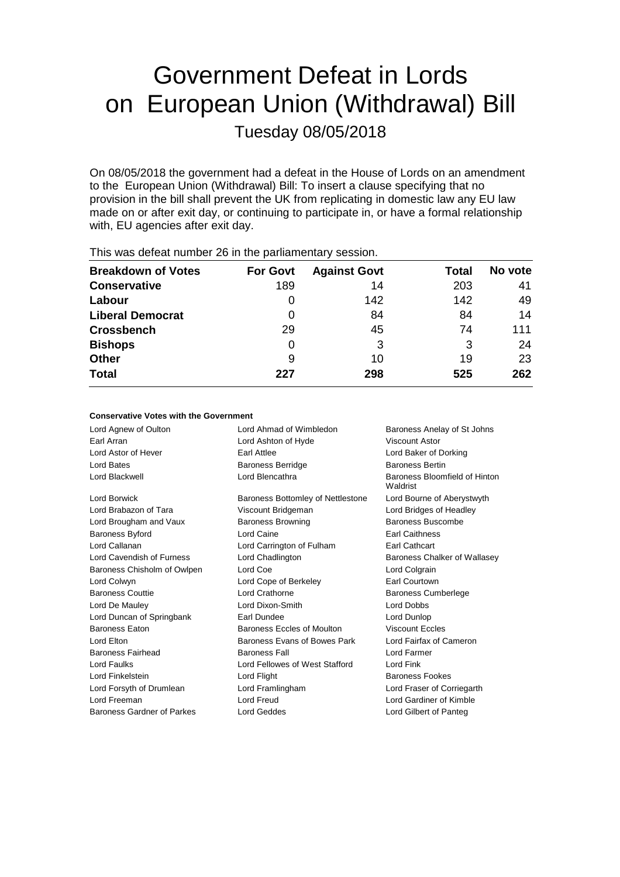# Government Defeat in Lords on European Union (Withdrawal) Bill

Tuesday 08/05/2018

On 08/05/2018 the government had a defeat in the House of Lords on an amendment to the European Union (Withdrawal) Bill: To insert a clause specifying that no provision in the bill shall prevent the UK from replicating in domestic law any EU law made on or after exit day, or continuing to participate in, or have a formal relationship with, EU agencies after exit day.

This was defeat number 26 in the parliamentary session.

| Breakdown of Votes | For Govt | Against Govt | Total | No vote |
|---|---|---|---|---|
| **Conservative** | 189 | 14 | 203 | 41 |
| **Labour** | 0 | 142 | 142 | 49 |
| **Liberal Democrat** | 0 | 84 | 84 | 14 |
| **Crossbench** | 29 | 45 | 74 | 111 |
| **Bishops** | 0 | 3 | 3 | 24 |
| **Other** | 9 | 10 | 19 | 23 |
| **Total** | **227** | **298** | **525** | **262** |

**Conservative Votes with the Government**

| | | |
|---|---|---|
| Lord Agnew of Oulton | Lord Ahmad of Wimbledon | Baroness Anelay of St Johns |
| Earl Arran | Lord Ashton of Hyde | Viscount Astor |
| Lord Astor of Hever | Earl Attlee | Lord Baker of Dorking |
| Lord Bates | Baroness Berridge | Baroness Bertin |
| Lord Blackwell | Lord Blencathra | Baroness Bloomfield of Hinton Waldrist |
| Lord Borwick | Baroness Bottomley of Nettlestone | Lord Bourne of Aberystwyth |
| Lord Brabazon of Tara | Viscount Bridgeman | Lord Bridges of Headley |
| Lord Brougham and Vaux | Baroness Browning | Baroness Buscombe |
| Baroness Byford | Lord Caine | Earl Caithness |
| Lord Callanan | Lord Carrington of Fulham | Earl Cathcart |
| Lord Cavendish of Furness | Lord Chadlington | Baroness Chalker of Wallasey |
| Baroness Chisholm of Owlpen | Lord Coe | Lord Colgrain |
| Lord Colwyn | Lord Cope of Berkeley | Earl Courtown |
| Baroness Couttie | Lord Crathorne | Baroness Cumberlege |
| Lord De Mauley | Lord Dixon-Smith | Lord Dobbs |
| Lord Duncan of Springbank | Earl Dundee | Lord Dunlop |
| Baroness Eaton | Baroness Eccles of Moulton | Viscount Eccles |
| Lord Elton | Baroness Evans of Bowes Park | Lord Fairfax of Cameron |
| Baroness Fairhead | Baroness Fall | Lord Farmer |
| Lord Faulks | Lord Fellowes of West Stafford | Lord Fink |
| Lord Finkelstein | Lord Flight | Baroness Fookes |
| Lord Forsyth of Drumlean | Lord Framlingham | Lord Fraser of Corriegarth |
| Lord Freeman | Lord Freud | Lord Gardiner of Kimble |
| Baroness Gardner of Parkes | Lord Geddes | Lord Gilbert of Panteg |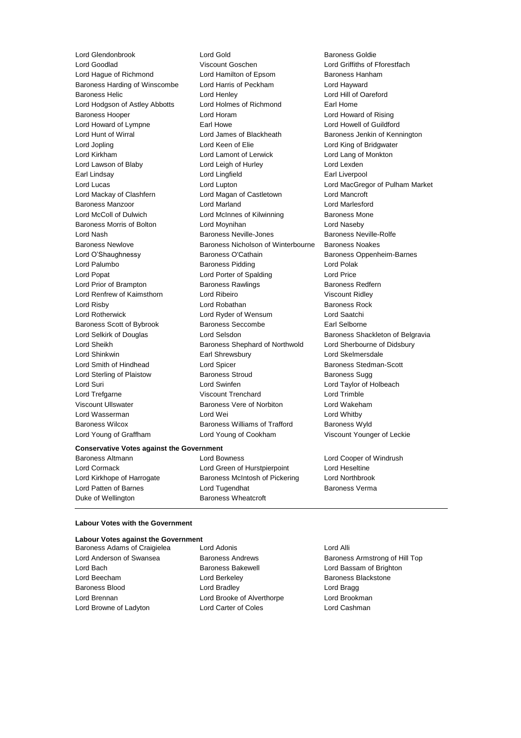Lord Glendonbrook
Lord Gold
Baroness Goldie
Lord Goodlad
Viscount Goschen
Lord Griffiths of Fforestfach
Lord Hague of Richmond
Lord Hamilton of Epsom
Baroness Hanham
Baroness Harding of Winscombe
Lord Harris of Peckham
Lord Hayward
Baroness Helic
Lord Henley
Lord Hill of Oareford
Lord Hodgson of Astley Abbotts
Lord Holmes of Richmond
Earl Home
Baroness Hooper
Lord Horam
Lord Howard of Rising
Lord Howard of Lympne
Earl Howe
Lord Howell of Guildford
Lord Hunt of Wirral
Lord James of Blackheath
Baroness Jenkin of Kennington
Lord Jopling
Lord Keen of Elie
Lord King of Bridgwater
Lord Kirkham
Lord Lamont of Lerwick
Lord Lang of Monkton
Lord Lawson of Blaby
Lord Leigh of Hurley
Lord Lexden
Earl Lindsay
Lord Lingfield
Earl Liverpool
Lord Lucas
Lord Lupton
Lord MacGregor of Pulham Market
Lord Mackay of Clashfern
Lord Magan of Castletown
Lord Mancroft
Baroness Manzoor
Lord Marland
Lord Marlesford
Lord McColl of Dulwich
Lord McInnes of Kilwinning
Baroness Mone
Baroness Morris of Bolton
Lord Moynihan
Lord Naseby
Lord Nash
Baroness Neville-Jones
Baroness Neville-Rolfe
Baroness Newlove
Baroness Nicholson of Winterbourne
Baroness Noakes
Lord O'Shaughnessy
Baroness O'Cathain
Baroness Oppenheim-Barnes
Lord Palumbo
Baroness Pidding
Lord Polak
Lord Popat
Lord Porter of Spalding
Lord Price
Lord Prior of Brampton
Baroness Rawlings
Baroness Redfern
Lord Renfrew of Kaimsthorn
Lord Ribeiro
Viscount Ridley
Lord Risby
Lord Robathan
Baroness Rock
Lord Rotherwick
Lord Ryder of Wensum
Lord Saatchi
Baroness Scott of Bybrook
Baroness Seccombe
Earl Selborne
Lord Selkirk of Douglas
Lord Selsdon
Baroness Shackleton of Belgravia
Lord Sheikh
Baroness Shephard of Northwold
Lord Sherbourne of Didsbury
Lord Shinkwin
Earl Shrewsbury
Lord Skelmersdale
Lord Smith of Hindhead
Lord Spicer
Baroness Stedman-Scott
Lord Sterling of Plaistow
Baroness Stroud
Baroness Sugg
Lord Suri
Lord Swinfen
Lord Taylor of Holbeach
Lord Trefgarne
Viscount Trenchard
Lord Trimble
Viscount Ullswater
Baroness Vere of Norbiton
Lord Wakeham
Lord Wasserman
Lord Wei
Lord Whitby
Baroness Wilcox
Baroness Williams of Trafford
Baroness Wyld
Lord Young of Graffham
Lord Young of Cookham
Viscount Younger of Leckie

**Conservative Votes against the Government**

Baroness Altmann
Lord Bowness
Lord Cooper of Windrush
Lord Cormack
Lord Green of Hurstpierpoint
Lord Heseltine
Lord Kirkhope of Harrogate
Baroness McIntosh of Pickering
Lord Northbrook
Lord Patten of Barnes
Lord Tugendhat
Baroness Verma
Duke of Wellington
Baroness Wheatcroft

---

**Labour Votes with the Government**

**Labour Votes against the Government**

Baroness Adams of Craigielea
Lord Adonis
Lord Alli
Lord Anderson of Swansea
Baroness Andrews
Baroness Armstrong of Hill Top
Lord Bach
Baroness Bakewell
Lord Bassam of Brighton
Lord Beecham
Lord Berkeley
Baroness Blackstone
Baroness Blood
Lord Bradley
Lord Bragg
Lord Brennan
Lord Brooke of Alverthorpe
Lord Brookman
Lord Browne of Ladyton
Lord Carter of Coles
Lord Cashman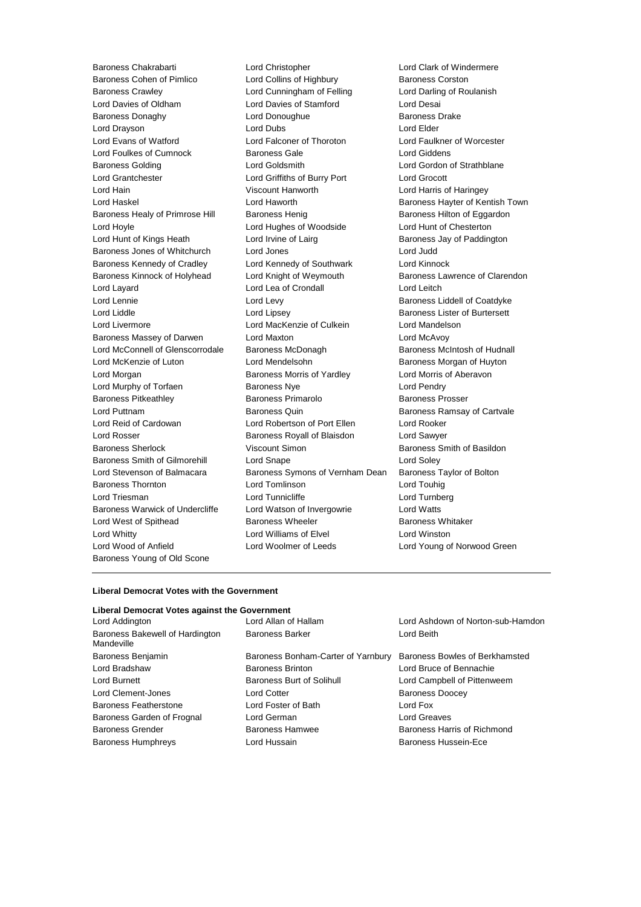Baroness Chakrabarti
Lord Christopher
Lord Clark of Windermere
Baroness Cohen of Pimlico
Lord Collins of Highbury
Baroness Corston
Baroness Crawley
Lord Cunningham of Felling
Lord Darling of Roulanish
Lord Davies of Oldham
Lord Davies of Stamford
Lord Desai
Baroness Donaghy
Lord Donoughue
Baroness Drake
Lord Drayson
Lord Dubs
Lord Elder
Lord Evans of Watford
Lord Falconer of Thoroton
Lord Faulkner of Worcester
Lord Foulkes of Cumnock
Baroness Gale
Lord Giddens
Baroness Golding
Lord Goldsmith
Lord Gordon of Strathblane
Lord Grantchester
Lord Griffiths of Burry Port
Lord Grocott
Lord Hain
Viscount Hanworth
Lord Harris of Haringey
Lord Haskel
Lord Haworth
Baroness Hayter of Kentish Town
Baroness Healy of Primrose Hill
Baroness Henig
Baroness Hilton of Eggardon
Lord Hoyle
Lord Hughes of Woodside
Lord Hunt of Chesterton
Lord Hunt of Kings Heath
Lord Irvine of Lairg
Baroness Jay of Paddington
Baroness Jones of Whitchurch
Lord Jones
Lord Judd
Baroness Kennedy of Cradley
Lord Kennedy of Southwark
Lord Kinnock
Baroness Kinnock of Holyhead
Lord Knight of Weymouth
Baroness Lawrence of Clarendon
Lord Layard
Lord Lea of Crondall
Lord Leitch
Lord Lennie
Lord Levy
Baroness Liddell of Coatdyke
Lord Liddle
Lord Lipsey
Baroness Lister of Burtersett
Lord Livermore
Lord MacKenzie of Culkein
Lord Mandelson
Baroness Massey of Darwen
Lord Maxton
Lord McAvoy
Lord McConnell of Glenscorrodale
Baroness McDonagh
Baroness McIntosh of Hudnall
Lord McKenzie of Luton
Lord Mendelsohn
Baroness Morgan of Huyton
Lord Morgan
Baroness Morris of Yardley
Lord Morris of Aberavon
Lord Murphy of Torfaen
Baroness Nye
Lord Pendry
Baroness Pitkeathley
Baroness Primarolo
Baroness Prosser
Lord Puttnam
Baroness Quin
Baroness Ramsay of Cartvale
Lord Reid of Cardowan
Lord Robertson of Port Ellen
Lord Rooker
Lord Rosser
Baroness Royall of Blaisdon
Lord Sawyer
Baroness Sherlock
Viscount Simon
Baroness Smith of Basildon
Baroness Smith of Gilmorehill
Lord Snape
Lord Soley
Lord Stevenson of Balmacara
Baroness Symons of Vernham Dean
Baroness Taylor of Bolton
Baroness Thornton
Lord Tomlinson
Lord Touhig
Lord Triesman
Lord Tunnicliffe
Lord Turnberg
Baroness Warwick of Undercliffe
Lord Watson of Invergowrie
Lord Watts
Lord West of Spithead
Baroness Wheeler
Baroness Whitaker
Lord Whitty
Lord Williams of Elvel
Lord Winston
Lord Wood of Anfield
Lord Woolmer of Leeds
Lord Young of Norwood Green
Baroness Young of Old Scone

---

**Liberal Democrat Votes with the Government**

**Liberal Democrat Votes against the Government**

Lord Addington
Lord Allan of Hallam
Lord Ashdown of Norton-sub-Hamdon
Baroness Bakewell of Hardington Mandeville
Baroness Barker
Lord Beith
Baroness Benjamin
Baroness Bonham-Carter of Yarnbury
Baroness Bowles of Berkhamsted
Lord Bradshaw
Baroness Brinton
Lord Bruce of Bennachie
Lord Burnett
Baroness Burt of Solihull
Lord Campbell of Pittenweem
Lord Clement-Jones
Lord Cotter
Baroness Doocey
Baroness Featherstone
Lord Foster of Bath
Lord Fox
Baroness Garden of Frognal
Lord German
Lord Greaves
Baroness Grender
Baroness Hamwee
Baroness Harris of Richmond
Baroness Humphreys
Lord Hussain
Baroness Hussein-Ece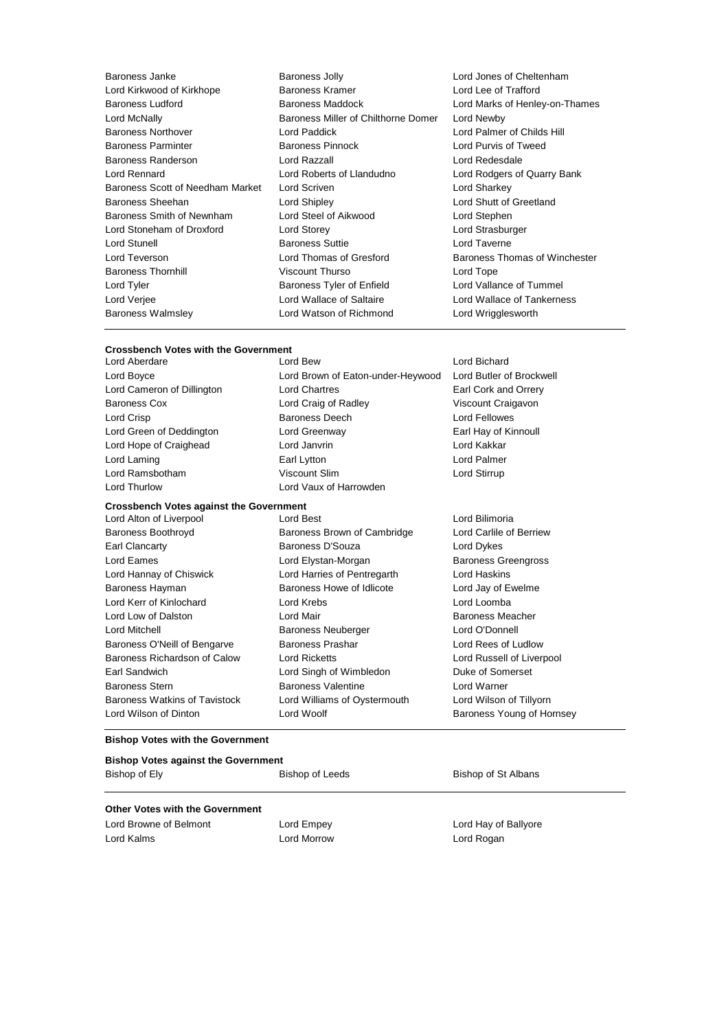Baroness Janke
Baroness Jolly
Lord Jones of Cheltenham
Lord Kirkwood of Kirkhope
Baroness Kramer
Lord Lee of Trafford
Baroness Ludford
Baroness Maddock
Lord Marks of Henley-on-Thames
Lord McNally
Baroness Miller of Chilthorne Domer
Lord Newby
Baroness Northover
Lord Paddick
Lord Palmer of Childs Hill
Baroness Parminter
Baroness Pinnock
Lord Purvis of Tweed
Baroness Randerson
Lord Razzall
Lord Redesdale
Lord Rennard
Lord Roberts of Llandudno
Lord Rodgers of Quarry Bank
Baroness Scott of Needham Market
Lord Scriven
Lord Sharkey
Baroness Sheehan
Lord Shipley
Lord Shutt of Greetland
Baroness Smith of Newnham
Lord Steel of Aikwood
Lord Stephen
Lord Stoneham of Droxford
Lord Storey
Lord Strasburger
Lord Stunell
Baroness Suttie
Lord Taverne
Lord Teverson
Lord Thomas of Gresford
Baroness Thomas of Winchester
Baroness Thornhill
Viscount Thurso
Lord Tope
Lord Tyler
Baroness Tyler of Enfield
Lord Vallance of Tummel
Lord Verjee
Lord Wallace of Saltaire
Lord Wallace of Tankerness
Baroness Walmsley
Lord Watson of Richmond
Lord Wrigglesworth

**Crossbench Votes with the Government**

Lord Aberdare
Lord Bew
Lord Bichard
Lord Boyce
Lord Brown of Eaton-under-Heywood
Lord Butler of Brockwell
Lord Cameron of Dillington
Lord Chartres
Earl Cork and Orrery
Baroness Cox
Lord Craig of Radley
Viscount Craigavon
Lord Crisp
Baroness Deech
Lord Fellowes
Lord Green of Deddington
Lord Greenway
Earl Hay of Kinnoull
Lord Hope of Craighead
Lord Janvrin
Lord Kakkar
Lord Laming
Earl Lytton
Lord Palmer
Lord Ramsbotham
Viscount Slim
Lord Stirrup
Lord Thurlow
Lord Vaux of Harrowden

**Crossbench Votes against the Government**

Lord Alton of Liverpool
Lord Best
Lord Bilimoria
Baroness Boothroyd
Baroness Brown of Cambridge
Lord Carlile of Berriew
Earl Clancarty
Baroness D'Souza
Lord Dykes
Lord Eames
Lord Elystan-Morgan
Baroness Greengross
Lord Hannay of Chiswick
Lord Harries of Pentregarth
Lord Haskins
Baroness Hayman
Baroness Howe of Idlicote
Lord Jay of Ewelme
Lord Kerr of Kinlochard
Lord Krebs
Lord Loomba
Lord Low of Dalston
Lord Mair
Baroness Meacher
Lord Mitchell
Baroness Neuberger
Lord O'Donnell
Baroness O'Neill of Bengarve
Baroness Prashar
Lord Rees of Ludlow
Baroness Richardson of Calow
Lord Ricketts
Lord Russell of Liverpool
Earl Sandwich
Lord Singh of Wimbledon
Duke of Somerset
Baroness Stern
Baroness Valentine
Lord Warner
Baroness Watkins of Tavistock
Lord Williams of Oystermouth
Lord Wilson of Tillyorn
Lord Wilson of Dinton
Lord Woolf
Baroness Young of Hornsey

**Bishop Votes with the Government**

**Bishop Votes against the Government**

Bishop of Ely
Bishop of Leeds
Bishop of St Albans

**Other Votes with the Government**

Lord Browne of Belmont
Lord Empey
Lord Hay of Ballyore
Lord Kalms
Lord Morrow
Lord Rogan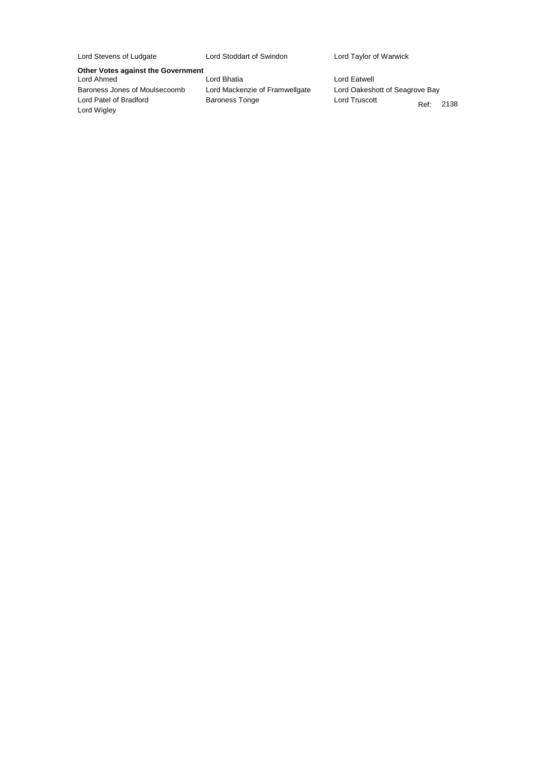Lord Stevens of Ludgate
Lord Stoddart of Swindon
Lord Taylor of Warwick

**Other Votes against the Government**

Lord Ahmed
Lord Bhatia
Lord Eatwell
Baroness Jones of Moulsecoomb
Lord Mackenzie of Framwellgate
Lord Oakeshott of Seagrove Bay
Lord Patel of Bradford
Baroness Tonge
Lord Truscott
Lord Wigley

Ref: 2138